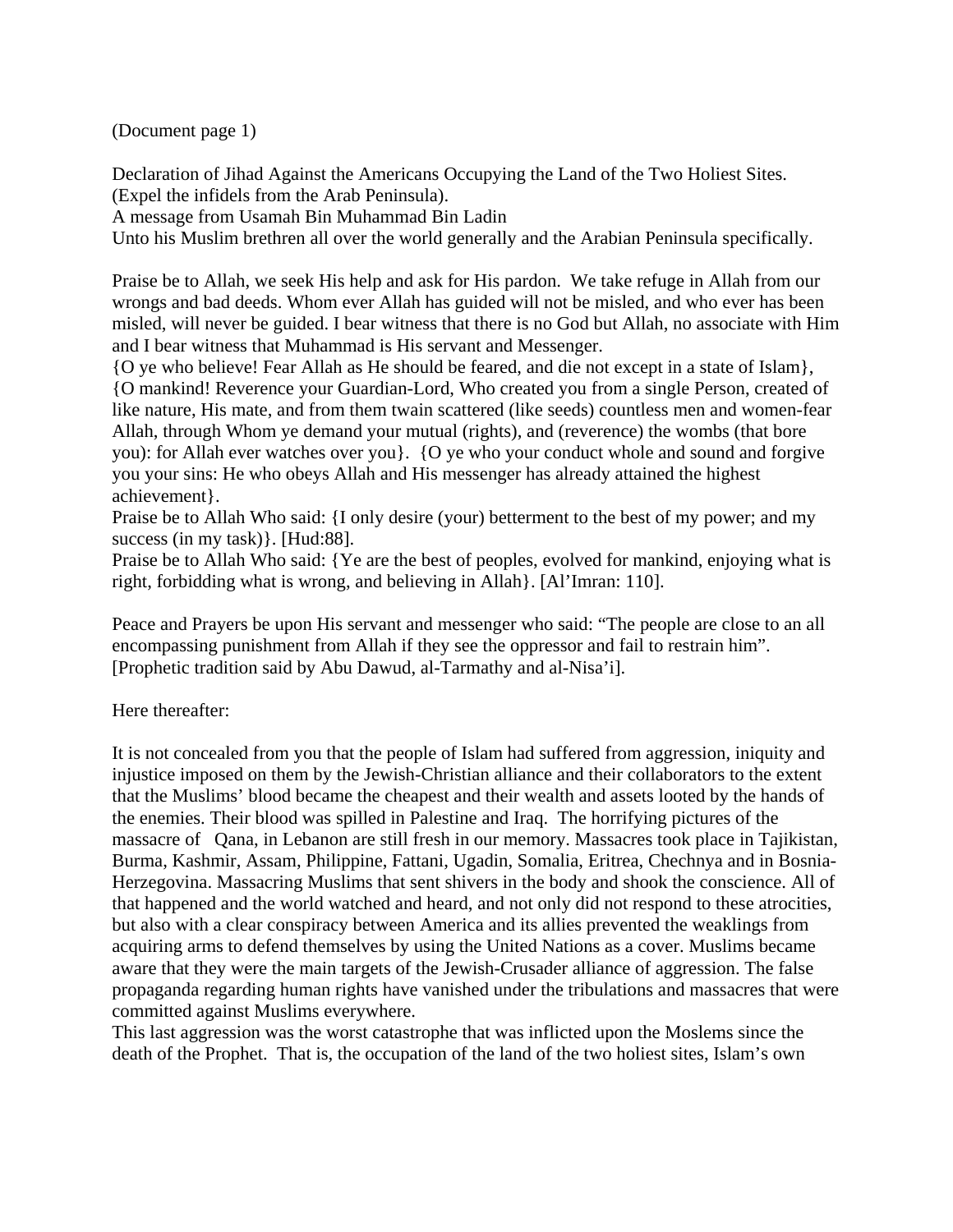(Document page 1)

Declaration of Jihad Against the Americans Occupying the Land of the Two Holiest Sites.
(Expel the infidels from the Arab Peninsula).
A message from Usamah Bin Muhammad Bin Ladin
Unto his Muslim brethren all over the world generally and the Arabian Peninsula specifically.

Praise be to Allah, we seek His help and ask for His pardon. We take refuge in Allah from our wrongs and bad deeds. Whom ever Allah has guided will not be misled, and who ever has been misled, will never be guided. I bear witness that there is no God but Allah, no associate with Him and I bear witness that Muhammad is His servant and Messenger.
{O ye who believe! Fear Allah as He should be feared, and die not except in a state of Islam}, {O mankind! Reverence your Guardian-Lord, Who created you from a single Person, created of like nature, His mate, and from them twain scattered (like seeds) countless men and women-fear Allah, through Whom ye demand your mutual (rights), and (reverence) the wombs (that bore you): for Allah ever watches over you}. {O ye who your conduct whole and sound and forgive you your sins: He who obeys Allah and His messenger has already attained the highest achievement}.
Praise be to Allah Who said: {I only desire (your) betterment to the best of my power; and my success (in my task)}. [Hud:88].
Praise be to Allah Who said: {Ye are the best of peoples, evolved for mankind, enjoying what is right, forbidding what is wrong, and believing in Allah}. [Al'Imran: 110].

Peace and Prayers be upon His servant and messenger who said: "The people are close to an all encompassing punishment from Allah if they see the oppressor and fail to restrain him". [Prophetic tradition said by Abu Dawud, al-Tarmathy and al-Nisa'i].

Here thereafter:

It is not concealed from you that the people of Islam had suffered from aggression, iniquity and injustice imposed on them by the Jewish-Christian alliance and their collaborators to the extent that the Muslims' blood became the cheapest and their wealth and assets looted by the hands of the enemies. Their blood was spilled in Palestine and Iraq. The horrifying pictures of the massacre of Qana, in Lebanon are still fresh in our memory. Massacres took place in Tajikistan, Burma, Kashmir, Assam, Philippine, Fattani, Ugadin, Somalia, Eritrea, Chechnya and in Bosnia-Herzegovina. Massacring Muslims that sent shivers in the body and shook the conscience. All of that happened and the world watched and heard, and not only did not respond to these atrocities, but also with a clear conspiracy between America and its allies prevented the weaklings from acquiring arms to defend themselves by using the United Nations as a cover. Muslims became aware that they were the main targets of the Jewish-Crusader alliance of aggression. The false propaganda regarding human rights have vanished under the tribulations and massacres that were committed against Muslims everywhere.
This last aggression was the worst catastrophe that was inflicted upon the Moslems since the death of the Prophet. That is, the occupation of the land of the two holiest sites, Islam's own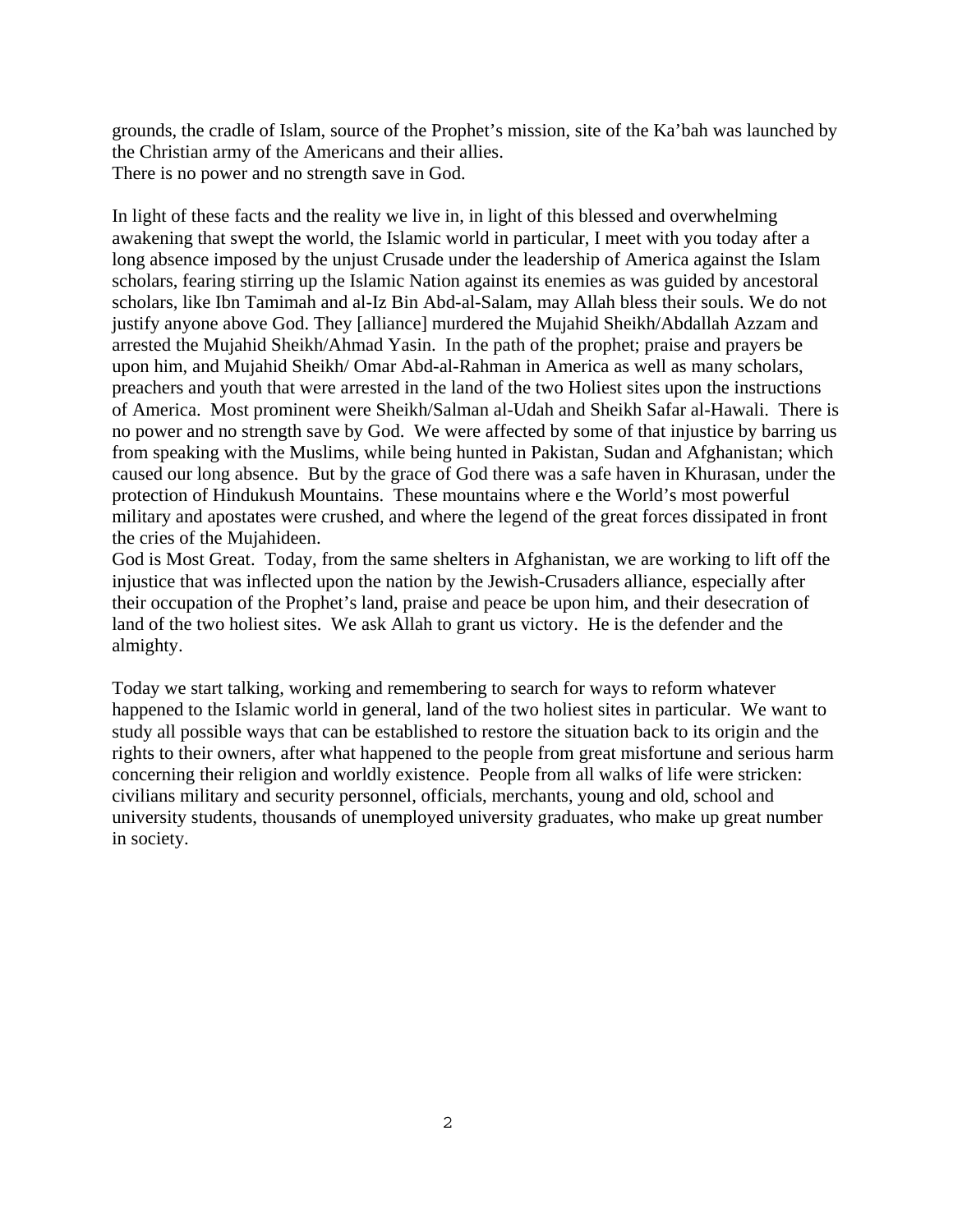grounds, the cradle of Islam, source of the Prophet's mission, site of the Ka'bah was launched by the Christian army of the Americans and their allies.
There is no power and no strength save in God.

In light of these facts and the reality we live in, in light of this blessed and overwhelming awakening that swept the world, the Islamic world in particular, I meet with you today after a long absence imposed by the unjust Crusade under the leadership of America against the Islam scholars, fearing stirring up the Islamic Nation against its enemies as was guided by ancestoral scholars, like Ibn Tamimah and al-Iz Bin Abd-al-Salam, may Allah bless their souls. We do not justify anyone above God. They [alliance] murdered the Mujahid Sheikh/Abdallah Azzam and arrested the Mujahid Sheikh/Ahmad Yasin. In the path of the prophet; praise and prayers be upon him, and Mujahid Sheikh/ Omar Abd-al-Rahman in America as well as many scholars, preachers and youth that were arrested in the land of the two Holiest sites upon the instructions of America. Most prominent were Sheikh/Salman al-Udah and Sheikh Safar al-Hawali. There is no power and no strength save by God. We were affected by some of that injustice by barring us from speaking with the Muslims, while being hunted in Pakistan, Sudan and Afghanistan; which caused our long absence. But by the grace of God there was a safe haven in Khurasan, under the protection of Hindukush Mountains. These mountains where e the World's most powerful military and apostates were crushed, and where the legend of the great forces dissipated in front the cries of the Mujahideen.
God is Most Great. Today, from the same shelters in Afghanistan, we are working to lift off the injustice that was inflected upon the nation by the Jewish-Crusaders alliance, especially after their occupation of the Prophet's land, praise and peace be upon him, and their desecration of land of the two holiest sites. We ask Allah to grant us victory. He is the defender and the almighty.

Today we start talking, working and remembering to search for ways to reform whatever happened to the Islamic world in general, land of the two holiest sites in particular. We want to study all possible ways that can be established to restore the situation back to its origin and the rights to their owners, after what happened to the people from great misfortune and serious harm concerning their religion and worldly existence. People from all walks of life were stricken: civilians military and security personnel, officials, merchants, young and old, school and university students, thousands of unemployed university graduates, who make up great number in society.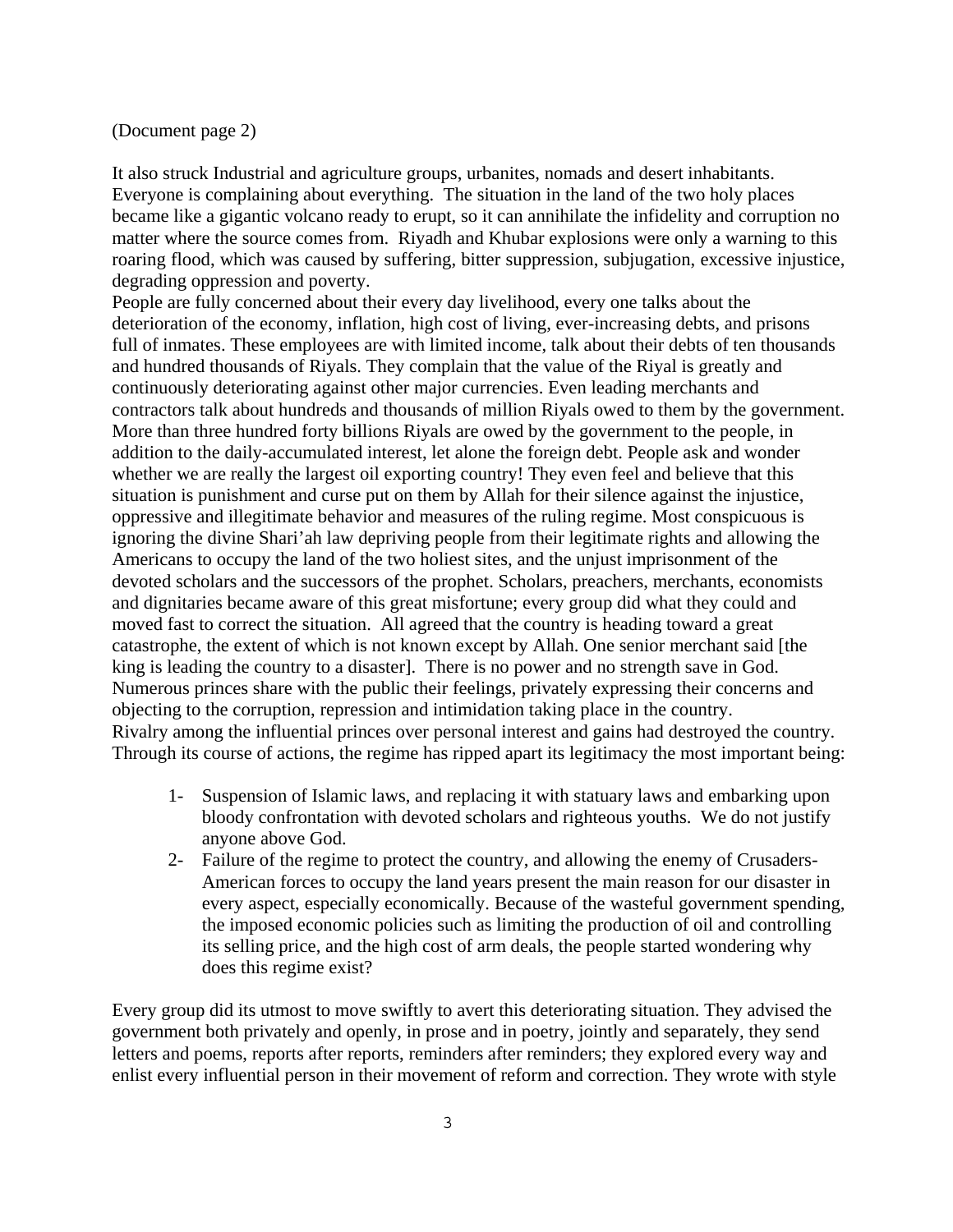(Document page 2)

It also struck Industrial and agriculture groups, urbanites, nomads and desert inhabitants. Everyone is complaining about everything. The situation in the land of the two holy places became like a gigantic volcano ready to erupt, so it can annihilate the infidelity and corruption no matter where the source comes from. Riyadh and Khubar explosions were only a warning to this roaring flood, which was caused by suffering, bitter suppression, subjugation, excessive injustice, degrading oppression and poverty.

People are fully concerned about their every day livelihood, every one talks about the deterioration of the economy, inflation, high cost of living, ever-increasing debts, and prisons full of inmates. These employees are with limited income, talk about their debts of ten thousands and hundred thousands of Riyals. They complain that the value of the Riyal is greatly and continuously deteriorating against other major currencies. Even leading merchants and contractors talk about hundreds and thousands of million Riyals owed to them by the government. More than three hundred forty billions Riyals are owed by the government to the people, in addition to the daily-accumulated interest, let alone the foreign debt. People ask and wonder whether we are really the largest oil exporting country! They even feel and believe that this situation is punishment and curse put on them by Allah for their silence against the injustice, oppressive and illegitimate behavior and measures of the ruling regime. Most conspicuous is ignoring the divine Shari'ah law depriving people from their legitimate rights and allowing the Americans to occupy the land of the two holiest sites, and the unjust imprisonment of the devoted scholars and the successors of the prophet. Scholars, preachers, merchants, economists and dignitaries became aware of this great misfortune; every group did what they could and moved fast to correct the situation. All agreed that the country is heading toward a great catastrophe, the extent of which is not known except by Allah. One senior merchant said [the king is leading the country to a disaster]. There is no power and no strength save in God. Numerous princes share with the public their feelings, privately expressing their concerns and objecting to the corruption, repression and intimidation taking place in the country.

Rivalry among the influential princes over personal interest and gains had destroyed the country. Through its course of actions, the regime has ripped apart its legitimacy the most important being:

1- Suspension of Islamic laws, and replacing it with statuary laws and embarking upon bloody confrontation with devoted scholars and righteous youths. We do not justify anyone above God.
2- Failure of the regime to protect the country, and allowing the enemy of Crusaders-American forces to occupy the land years present the main reason for our disaster in every aspect, especially economically. Because of the wasteful government spending, the imposed economic policies such as limiting the production of oil and controlling its selling price, and the high cost of arm deals, the people started wondering why does this regime exist?

Every group did its utmost to move swiftly to avert this deteriorating situation. They advised the government both privately and openly, in prose and in poetry, jointly and separately, they send letters and poems, reports after reports, reminders after reminders; they explored every way and enlist every influential person in their movement of reform and correction. They wrote with style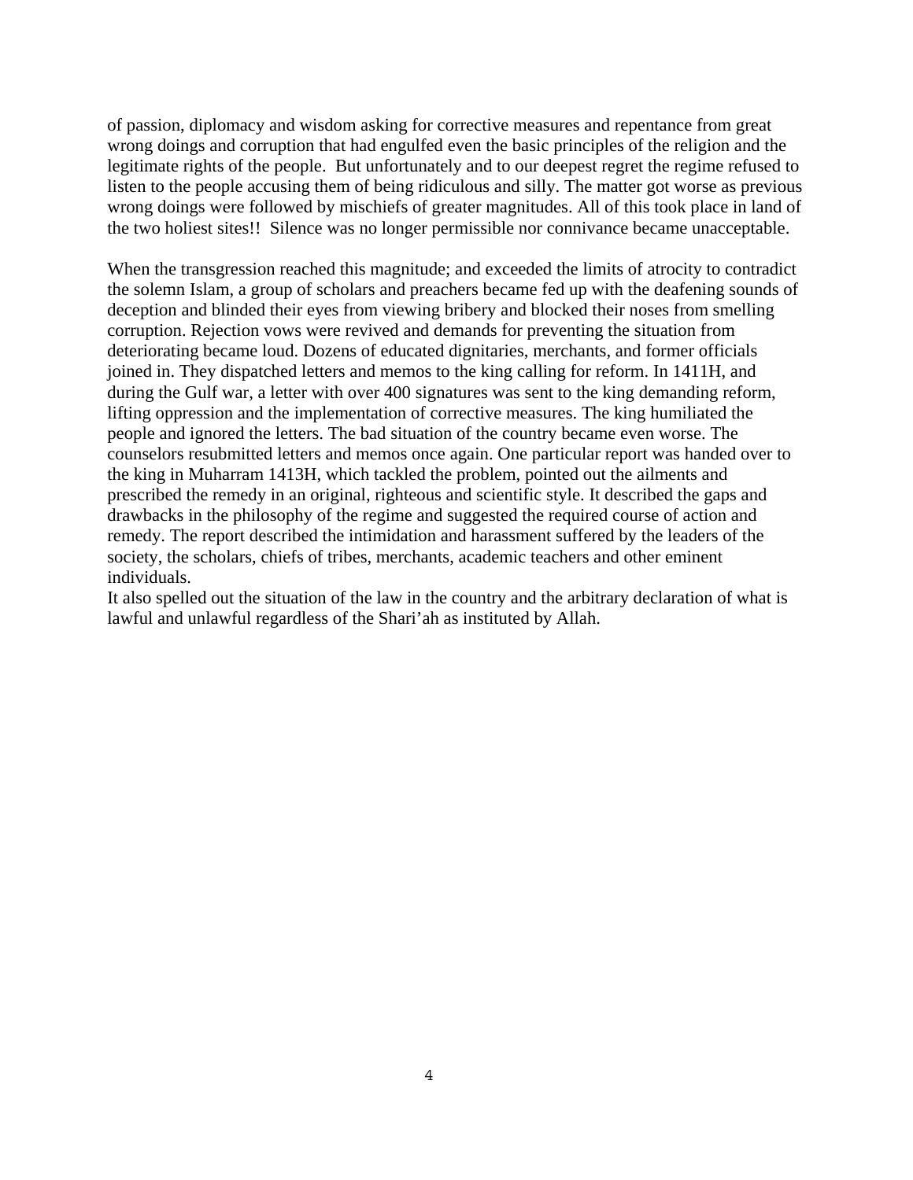of passion, diplomacy and wisdom asking for corrective measures and repentance from great wrong doings and corruption that had engulfed even the basic principles of the religion and the legitimate rights of the people. But unfortunately and to our deepest regret the regime refused to listen to the people accusing them of being ridiculous and silly. The matter got worse as previous wrong doings were followed by mischiefs of greater magnitudes. All of this took place in land of the two holiest sites!! Silence was no longer permissible nor connivance became unacceptable.

When the transgression reached this magnitude; and exceeded the limits of atrocity to contradict the solemn Islam, a group of scholars and preachers became fed up with the deafening sounds of deception and blinded their eyes from viewing bribery and blocked their noses from smelling corruption. Rejection vows were revived and demands for preventing the situation from deteriorating became loud. Dozens of educated dignitaries, merchants, and former officials joined in. They dispatched letters and memos to the king calling for reform. In 1411H, and during the Gulf war, a letter with over 400 signatures was sent to the king demanding reform, lifting oppression and the implementation of corrective measures. The king humiliated the people and ignored the letters. The bad situation of the country became even worse. The counselors resubmitted letters and memos once again. One particular report was handed over to the king in Muharram 1413H, which tackled the problem, pointed out the ailments and prescribed the remedy in an original, righteous and scientific style. It described the gaps and drawbacks in the philosophy of the regime and suggested the required course of action and remedy. The report described the intimidation and harassment suffered by the leaders of the society, the scholars, chiefs of tribes, merchants, academic teachers and other eminent individuals.
It also spelled out the situation of the law in the country and the arbitrary declaration of what is lawful and unlawful regardless of the Shari'ah as instituted by Allah.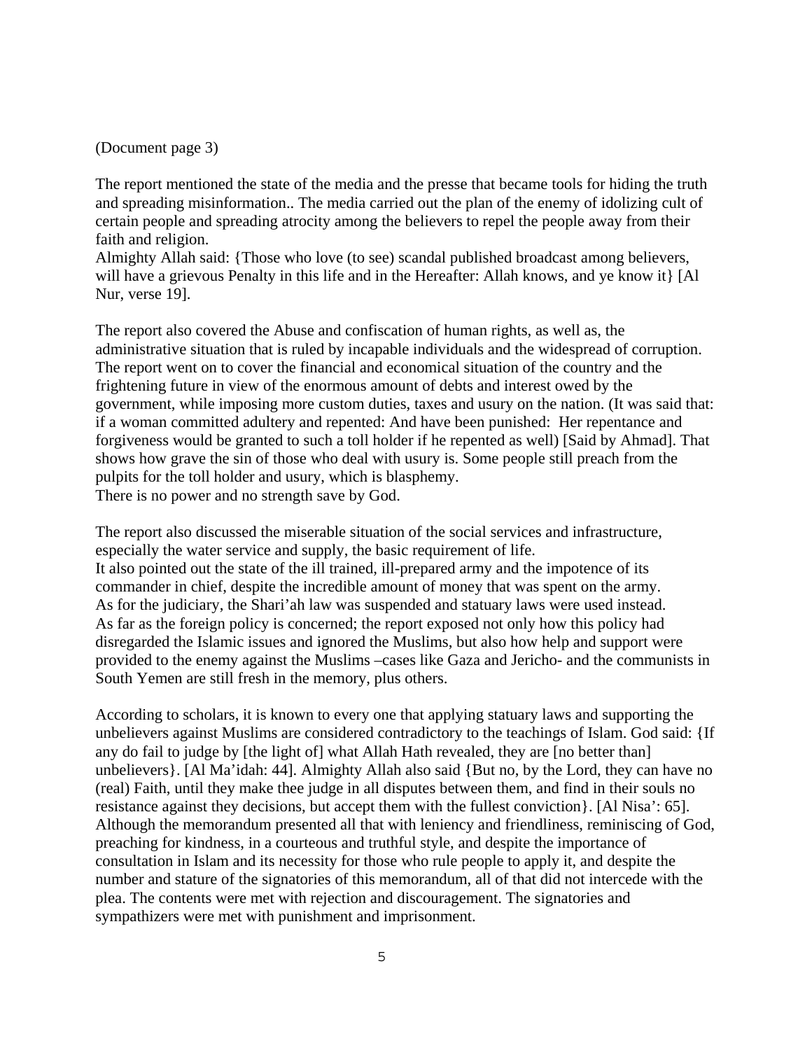(Document page 3)

The report mentioned the state of the media and the presse that became tools for hiding the truth and spreading misinformation.. The media carried out the plan of the enemy of idolizing cult of certain people and spreading atrocity among the believers to repel the people away from their faith and religion.
Almighty Allah said: {Those who love (to see) scandal published broadcast among believers, will have a grievous Penalty in this life and in the Hereafter: Allah knows, and ye know it} [Al Nur, verse 19].

The report also covered the Abuse and confiscation of human rights, as well as, the administrative situation that is ruled by incapable individuals and the widespread of corruption. The report went on to cover the financial and economical situation of the country and the frightening future in view of the enormous amount of debts and interest owed by the government, while imposing more custom duties, taxes and usury on the nation. (It was said that: if a woman committed adultery and repented: And have been punished: Her repentance and forgiveness would be granted to such a toll holder if he repented as well) [Said by Ahmad]. That shows how grave the sin of those who deal with usury is. Some people still preach from the pulpits for the toll holder and usury, which is blasphemy.
There is no power and no strength save by God.

The report also discussed the miserable situation of the social services and infrastructure, especially the water service and supply, the basic requirement of life.
It also pointed out the state of the ill trained, ill-prepared army and the impotence of its commander in chief, despite the incredible amount of money that was spent on the army.
As for the judiciary, the Shari'ah law was suspended and statuary laws were used instead.
As far as the foreign policy is concerned; the report exposed not only how this policy had disregarded the Islamic issues and ignored the Muslims, but also how help and support were provided to the enemy against the Muslims –cases like Gaza and Jericho- and the communists in South Yemen are still fresh in the memory, plus others.

According to scholars, it is known to every one that applying statuary laws and supporting the unbelievers against Muslims are considered contradictory to the teachings of Islam. God said: {If any do fail to judge by [the light of] what Allah Hath revealed, they are [no better than] unbelievers}. [Al Ma'idah: 44]. Almighty Allah also said {But no, by the Lord, they can have no (real) Faith, until they make thee judge in all disputes between them, and find in their souls no resistance against they decisions, but accept them with the fullest conviction}. [Al Nisa': 65].
Although the memorandum presented all that with leniency and friendliness, reminiscing of God, preaching for kindness, in a courteous and truthful style, and despite the importance of consultation in Islam and its necessity for those who rule people to apply it, and despite the number and stature of the signatories of this memorandum, all of that did not intercede with the plea. The contents were met with rejection and discouragement. The signatories and sympathizers were met with punishment and imprisonment.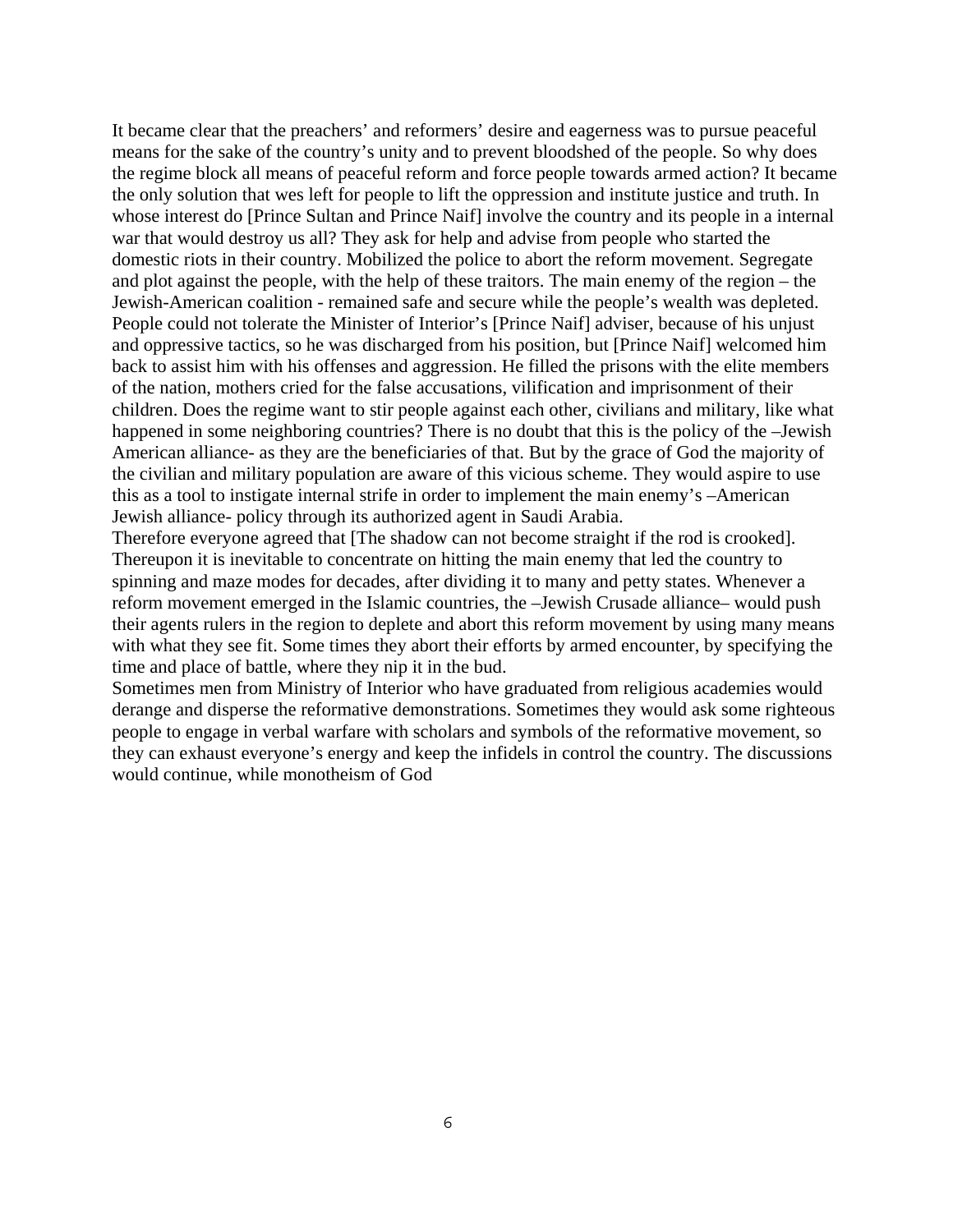It became clear that the preachers' and reformers' desire and eagerness was to pursue peaceful means for the sake of the country's unity and to prevent bloodshed of the people. So why does the regime block all means of peaceful reform and force people towards armed action? It became the only solution that wes left for people to lift the oppression and institute justice and truth. In whose interest do [Prince Sultan and Prince Naif] involve the country and its people in a internal war that would destroy us all? They ask for help and advise from people who started the domestic riots in their country. Mobilized the police to abort the reform movement. Segregate and plot against the people, with the help of these traitors. The main enemy of the region – the Jewish-American coalition - remained safe and secure while the people's wealth was depleted. People could not tolerate the Minister of Interior's [Prince Naif] adviser, because of his unjust and oppressive tactics, so he was discharged from his position, but [Prince Naif] welcomed him back to assist him with his offenses and aggression. He filled the prisons with the elite members of the nation, mothers cried for the false accusations, vilification and imprisonment of their children. Does the regime want to stir people against each other, civilians and military, like what happened in some neighboring countries? There is no doubt that this is the policy of the –Jewish American alliance- as they are the beneficiaries of that. But by the grace of God the majority of the civilian and military population are aware of this vicious scheme. They would aspire to use this as a tool to instigate internal strife in order to implement the main enemy's –American Jewish alliance- policy through its authorized agent in Saudi Arabia.

Therefore everyone agreed that [The shadow can not become straight if the rod is crooked]. Thereupon it is inevitable to concentrate on hitting the main enemy that led the country to spinning and maze modes for decades, after dividing it to many and petty states. Whenever a reform movement emerged in the Islamic countries, the –Jewish Crusade alliance– would push their agents rulers in the region to deplete and abort this reform movement by using many means with what they see fit. Some times they abort their efforts by armed encounter, by specifying the time and place of battle, where they nip it in the bud.

Sometimes men from Ministry of Interior who have graduated from religious academies would derange and disperse the reformative demonstrations. Sometimes they would ask some righteous people to engage in verbal warfare with scholars and symbols of the reformative movement, so they can exhaust everyone's energy and keep the infidels in control the country. The discussions would continue, while monotheism of God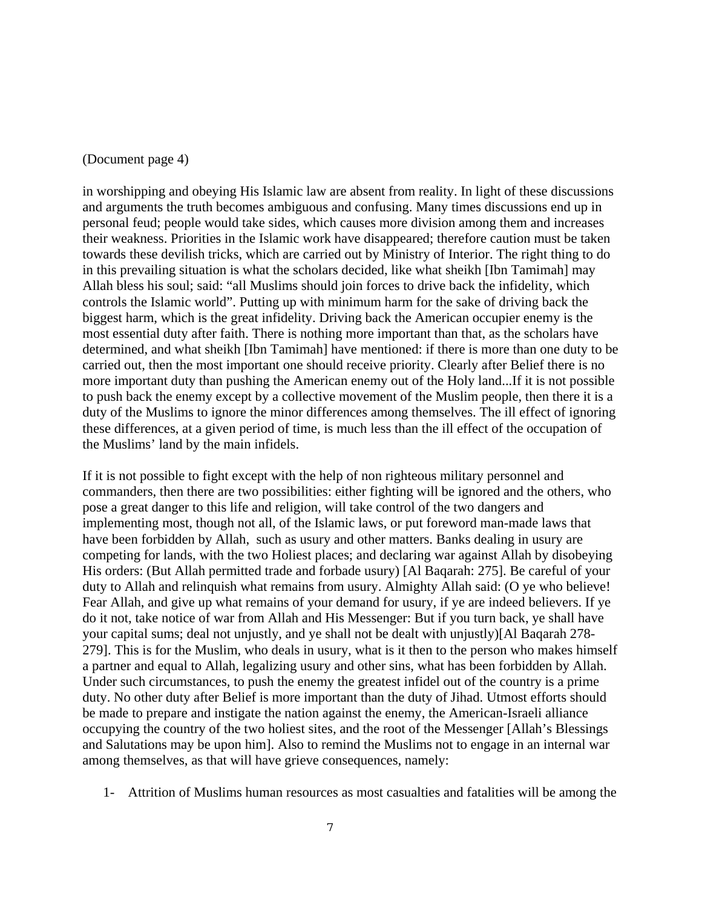(Document page 4)

in worshipping and obeying His Islamic law are absent from reality. In light of these discussions and arguments the truth becomes ambiguous and confusing. Many times discussions end up in personal feud; people would take sides, which causes more division among them and increases their weakness. Priorities in the Islamic work have disappeared; therefore caution must be taken towards these devilish tricks, which are carried out by Ministry of Interior. The right thing to do in this prevailing situation is what the scholars decided, like what sheikh [Ibn Tamimah] may Allah bless his soul; said: "all Muslims should join forces to drive back the infidelity, which controls the Islamic world". Putting up with minimum harm for the sake of driving back the biggest harm, which is the great infidelity. Driving back the American occupier enemy is the most essential duty after faith. There is nothing more important than that, as the scholars have determined, and what sheikh [Ibn Tamimah] have mentioned: if there is more than one duty to be carried out, then the most important one should receive priority. Clearly after Belief there is no more important duty than pushing the American enemy out of the Holy land...If it is not possible to push back the enemy except by a collective movement of the Muslim people, then there it is a duty of the Muslims to ignore the minor differences among themselves. The ill effect of ignoring these differences, at a given period of time, is much less than the ill effect of the occupation of the Muslims' land by the main infidels.

If it is not possible to fight except with the help of non righteous military personnel and commanders, then there are two possibilities: either fighting will be ignored and the others, who pose a great danger to this life and religion, will take control of the two dangers and implementing most, though not all, of the Islamic laws, or put foreword man-made laws that have been forbidden by Allah, such as usury and other matters. Banks dealing in usury are competing for lands, with the two Holiest places; and declaring war against Allah by disobeying His orders: (But Allah permitted trade and forbade usury) [Al Baqarah: 275]. Be careful of your duty to Allah and relinquish what remains from usury. Almighty Allah said: (O ye who believe! Fear Allah, and give up what remains of your demand for usury, if ye are indeed believers. If ye do it not, take notice of war from Allah and His Messenger: But if you turn back, ye shall have your capital sums; deal not unjustly, and ye shall not be dealt with unjustly)[Al Baqarah 278-279]. This is for the Muslim, who deals in usury, what is it then to the person who makes himself a partner and equal to Allah, legalizing usury and other sins, what has been forbidden by Allah. Under such circumstances, to push the enemy the greatest infidel out of the country is a prime duty. No other duty after Belief is more important than the duty of Jihad. Utmost efforts should be made to prepare and instigate the nation against the enemy, the American-Israeli alliance occupying the country of the two holiest sites, and the root of the Messenger [Allah's Blessings and Salutations may be upon him]. Also to remind the Muslims not to engage in an internal war among themselves, as that will have grieve consequences, namely:

1- Attrition of Muslims human resources as most casualties and fatalities will be among the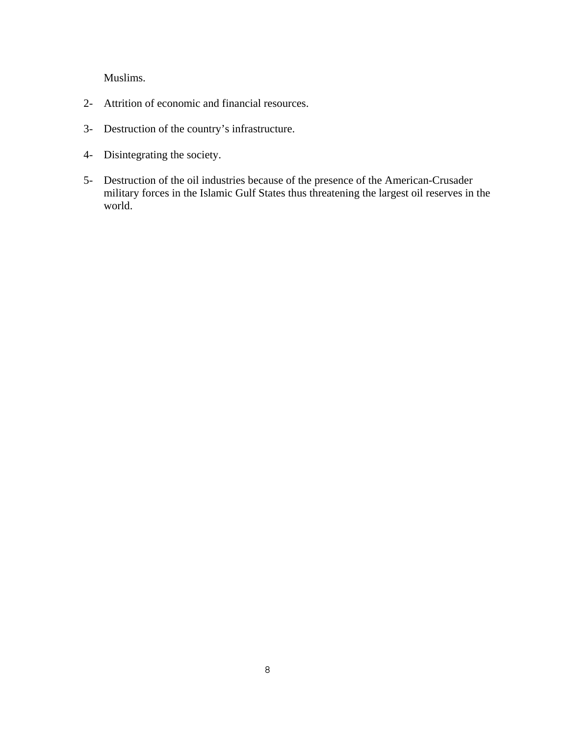Muslims.

2- Attrition of economic and financial resources.

3- Destruction of the country's infrastructure.

4- Disintegrating the society.

5- Destruction of the oil industries because of the presence of the American-Crusader military forces in the Islamic Gulf States thus threatening the largest oil reserves in the world.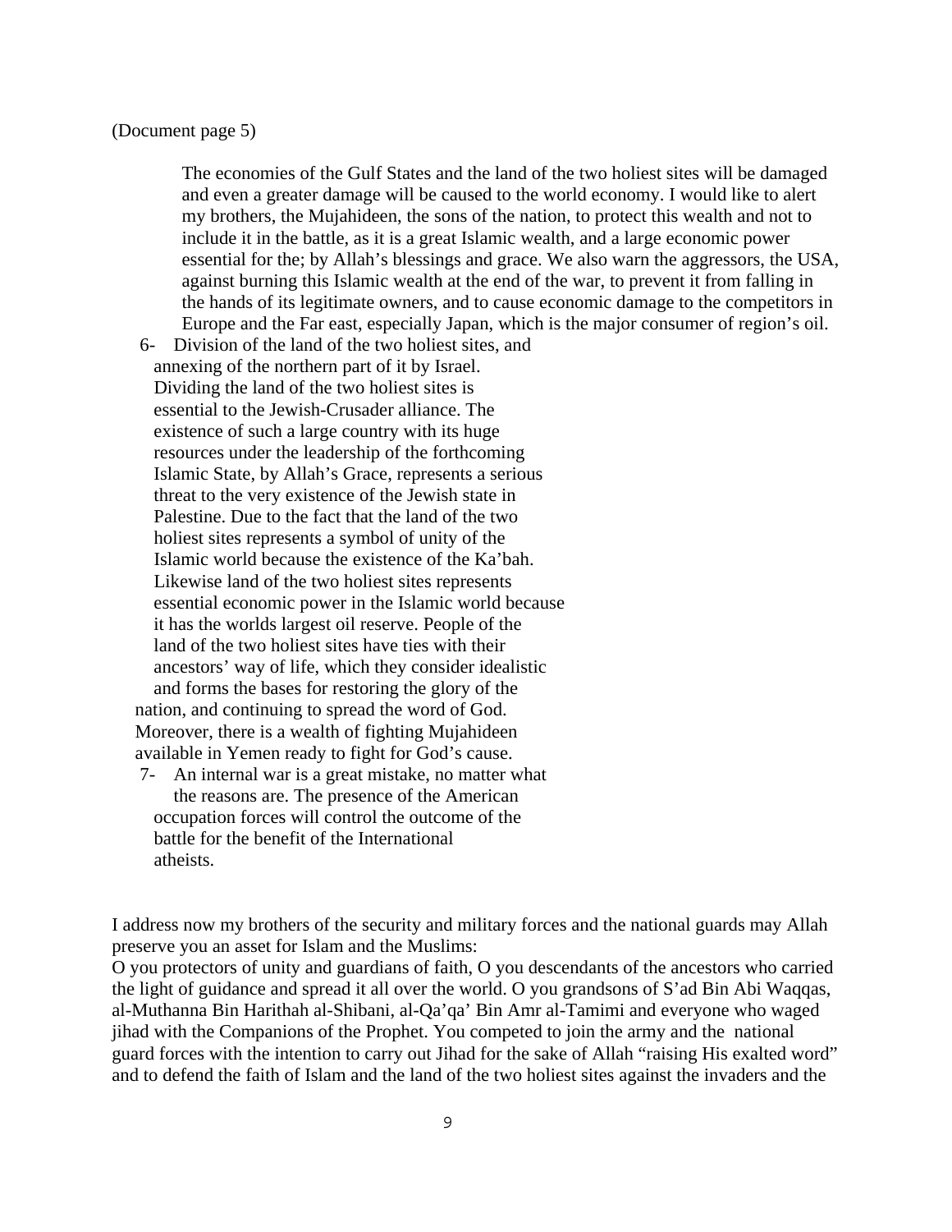(Document page 5)

> The economies of the Gulf States and the land of the two holiest sites will be damaged and even a greater damage will be caused to the world economy. I would like to alert my brothers, the Mujahideen, the sons of the nation, to protect this wealth and not to include it in the battle, as it is a great Islamic wealth, and a large economic power essential for the; by Allah's blessings and grace. We also warn the aggressors, the USA, against burning this Islamic wealth at the end of the war, to prevent it from falling in the hands of its legitimate owners, and to cause economic damage to the competitors in Europe and the Far east, especially Japan, which is the major consumer of region's oil.

6- Division of the land of the two holiest sites, and annexing of the northern part of it by Israel. Dividing the land of the two holiest sites is essential to the Jewish-Crusader alliance. The existence of such a large country with its huge resources under the leadership of the forthcoming Islamic State, by Allah's Grace, represents a serious threat to the very existence of the Jewish state in Palestine. Due to the fact that the land of the two holiest sites represents a symbol of unity of the Islamic world because the existence of the Ka'bah. Likewise land of the two holiest sites represents essential economic power in the Islamic world because it has the worlds largest oil reserve. People of the land of the two holiest sites have ties with their ancestors' way of life, which they consider idealistic and forms the bases for restoring the glory of the nation, and continuing to spread the word of God. Moreover, there is a wealth of fighting Mujahideen available in Yemen ready to fight for God's cause.

7- An internal war is a great mistake, no matter what the reasons are. The presence of the American occupation forces will control the outcome of the battle for the benefit of the International atheists.

I address now my brothers of the security and military forces and the national guards may Allah preserve you an asset for Islam and the Muslims:

O you protectors of unity and guardians of faith, O you descendants of the ancestors who carried the light of guidance and spread it all over the world. O you grandsons of S'ad Bin Abi Waqqas, al-Muthanna Bin Harithah al-Shibani, al-Qa'qa' Bin Amr al-Tamimi and everyone who waged jihad with the Companions of the Prophet. You competed to join the army and the national guard forces with the intention to carry out Jihad for the sake of Allah "raising His exalted word" and to defend the faith of Islam and the land of the two holiest sites against the invaders and the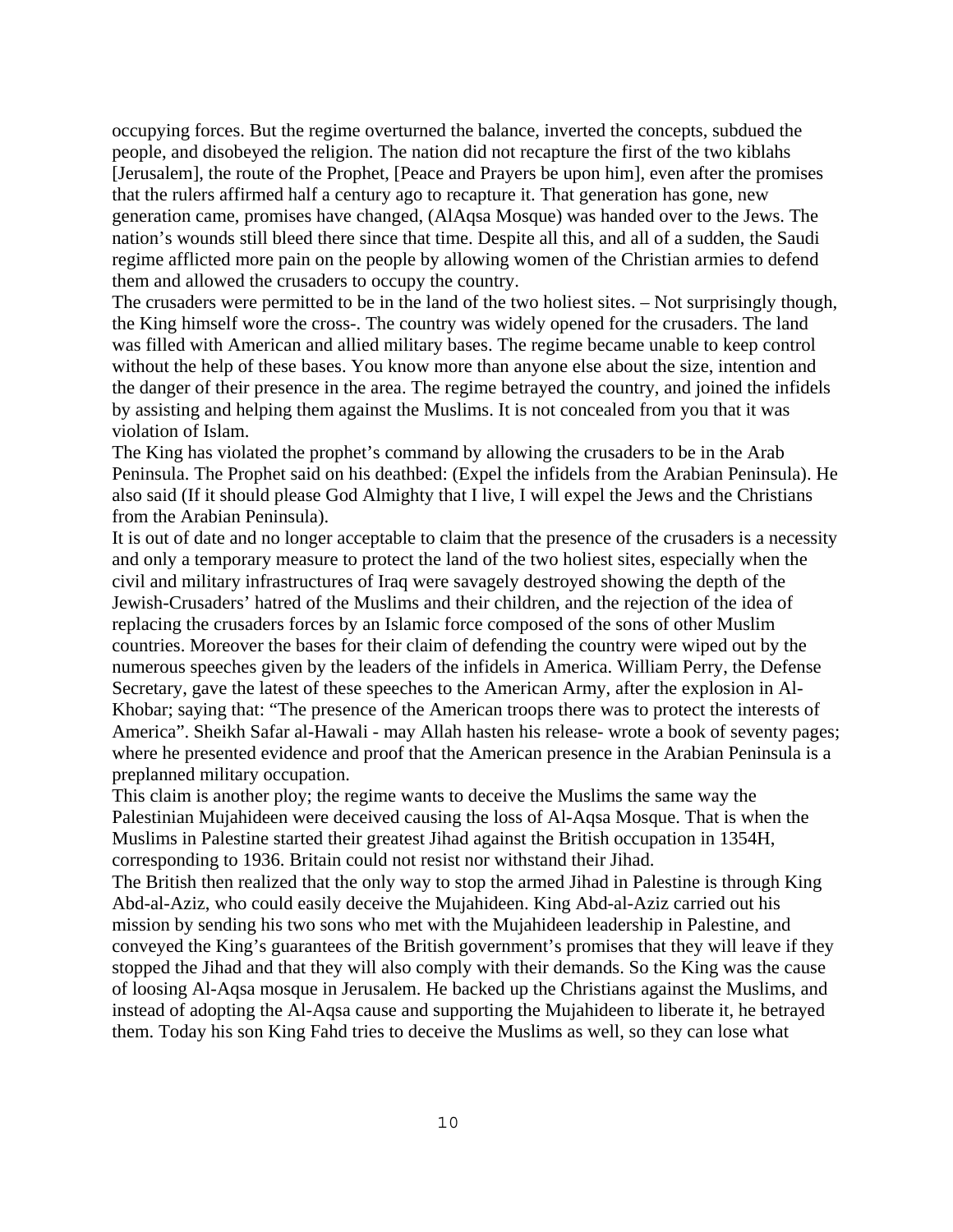occupying forces. But the regime overturned the balance, inverted the concepts, subdued the people, and disobeyed the religion. The nation did not recapture the first of the two kiblahs [Jerusalem], the route of the Prophet, [Peace and Prayers be upon him], even after the promises that the rulers affirmed half a century ago to recapture it. That generation has gone, new generation came, promises have changed, (AlAqsa Mosque) was handed over to the Jews. The nation's wounds still bleed there since that time. Despite all this, and all of a sudden, the Saudi regime afflicted more pain on the people by allowing women of the Christian armies to defend them and allowed the crusaders to occupy the country.

The crusaders were permitted to be in the land of the two holiest sites. – Not surprisingly though, the King himself wore the cross-. The country was widely opened for the crusaders. The land was filled with American and allied military bases. The regime became unable to keep control without the help of these bases. You know more than anyone else about the size, intention and the danger of their presence in the area. The regime betrayed the country, and joined the infidels by assisting and helping them against the Muslims. It is not concealed from you that it was violation of Islam.

The King has violated the prophet's command by allowing the crusaders to be in the Arab Peninsula. The Prophet said on his deathbed: (Expel the infidels from the Arabian Peninsula). He also said (If it should please God Almighty that I live, I will expel the Jews and the Christians from the Arabian Peninsula).

It is out of date and no longer acceptable to claim that the presence of the crusaders is a necessity and only a temporary measure to protect the land of the two holiest sites, especially when the civil and military infrastructures of Iraq were savagely destroyed showing the depth of the Jewish-Crusaders' hatred of the Muslims and their children, and the rejection of the idea of replacing the crusaders forces by an Islamic force composed of the sons of other Muslim countries. Moreover the bases for their claim of defending the country were wiped out by the numerous speeches given by the leaders of the infidels in America. William Perry, the Defense Secretary, gave the latest of these speeches to the American Army, after the explosion in Al-Khobar; saying that: "The presence of the American troops there was to protect the interests of America". Sheikh Safar al-Hawali - may Allah hasten his release- wrote a book of seventy pages; where he presented evidence and proof that the American presence in the Arabian Peninsula is a preplanned military occupation.

This claim is another ploy; the regime wants to deceive the Muslims the same way the Palestinian Mujahideen were deceived causing the loss of Al-Aqsa Mosque. That is when the Muslims in Palestine started their greatest Jihad against the British occupation in 1354H, corresponding to 1936. Britain could not resist nor withstand their Jihad.

The British then realized that the only way to stop the armed Jihad in Palestine is through King Abd-al-Aziz, who could easily deceive the Mujahideen. King Abd-al-Aziz carried out his mission by sending his two sons who met with the Mujahideen leadership in Palestine, and conveyed the King's guarantees of the British government's promises that they will leave if they stopped the Jihad and that they will also comply with their demands. So the King was the cause of loosing Al-Aqsa mosque in Jerusalem. He backed up the Christians against the Muslims, and instead of adopting the Al-Aqsa cause and supporting the Mujahideen to liberate it, he betrayed them. Today his son King Fahd tries to deceive the Muslims as well, so they can lose what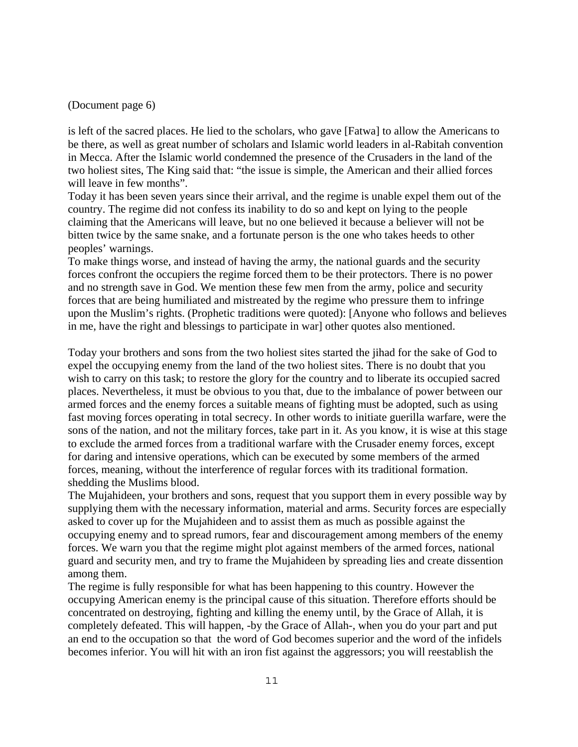(Document page 6)

is left of the sacred places. He lied to the scholars, who gave [Fatwa] to allow the Americans to be there, as well as great number of scholars and Islamic world leaders in al-Rabitah convention in Mecca. After the Islamic world condemned the presence of the Crusaders in the land of the two holiest sites, The King said that: "the issue is simple, the American and their allied forces will leave in few months".

Today it has been seven years since their arrival, and the regime is unable expel them out of the country. The regime did not confess its inability to do so and kept on lying to the people claiming that the Americans will leave, but no one believed it because a believer will not be bitten twice by the same snake, and a fortunate person is the one who takes heeds to other peoples' warnings.

To make things worse, and instead of having the army, the national guards and the security forces confront the occupiers the regime forced them to be their protectors. There is no power and no strength save in God. We mention these few men from the army, police and security forces that are being humiliated and mistreated by the regime who pressure them to infringe upon the Muslim's rights. (Prophetic traditions were quoted): [Anyone who follows and believes in me, have the right and blessings to participate in war] other quotes also mentioned.

Today your brothers and sons from the two holiest sites started the jihad for the sake of God to expel the occupying enemy from the land of the two holiest sites. There is no doubt that you wish to carry on this task; to restore the glory for the country and to liberate its occupied sacred places. Nevertheless, it must be obvious to you that, due to the imbalance of power between our armed forces and the enemy forces a suitable means of fighting must be adopted, such as using fast moving forces operating in total secrecy. In other words to initiate guerilla warfare, were the sons of the nation, and not the military forces, take part in it. As you know, it is wise at this stage to exclude the armed forces from a traditional warfare with the Crusader enemy forces, except for daring and intensive operations, which can be executed by some members of the armed forces, meaning, without the interference of regular forces with its traditional formation. shedding the Muslims blood.

The Mujahideen, your brothers and sons, request that you support them in every possible way by supplying them with the necessary information, material and arms. Security forces are especially asked to cover up for the Mujahideen and to assist them as much as possible against the occupying enemy and to spread rumors, fear and discouragement among members of the enemy forces. We warn you that the regime might plot against members of the armed forces, national guard and security men, and try to frame the Mujahideen by spreading lies and create dissention among them.

The regime is fully responsible for what has been happening to this country. However the occupying American enemy is the principal cause of this situation. Therefore efforts should be concentrated on destroying, fighting and killing the enemy until, by the Grace of Allah, it is completely defeated. This will happen, -by the Grace of Allah-, when you do your part and put an end to the occupation so that the word of God becomes superior and the word of the infidels becomes inferior. You will hit with an iron fist against the aggressors; you will reestablish the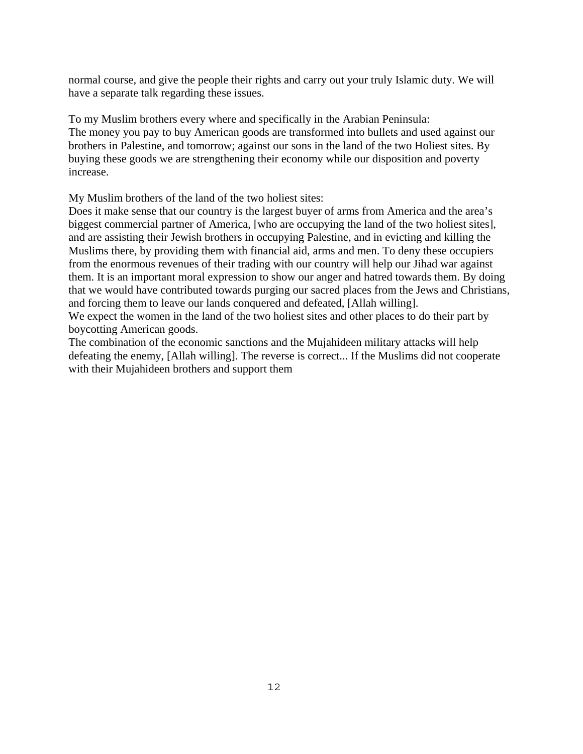normal course, and give the people their rights and carry out your truly Islamic duty. We will have a separate talk regarding these issues.

To my Muslim brothers every where and specifically in the Arabian Peninsula:
The money you pay to buy American goods are transformed into bullets and used against our brothers in Palestine, and tomorrow; against our sons in the land of the two Holiest sites. By buying these goods we are strengthening their economy while our disposition and poverty increase.

My Muslim brothers of the land of the two holiest sites:
Does it make sense that our country is the largest buyer of arms from America and the area's biggest commercial partner of America, [who are occupying the land of the two holiest sites], and are assisting their Jewish brothers in occupying Palestine, and in evicting and killing the Muslims there, by providing them with financial aid, arms and men. To deny these occupiers from the enormous revenues of their trading with our country will help our Jihad war against them. It is an important moral expression to show our anger and hatred towards them. By doing that we would have contributed towards purging our sacred places from the Jews and Christians, and forcing them to leave our lands conquered and defeated, [Allah willing].
We expect the women in the land of the two holiest sites and other places to do their part by boycotting American goods.
The combination of the economic sanctions and the Mujahideen military attacks will help defeating the enemy, [Allah willing]. The reverse is correct... If the Muslims did not cooperate with their Mujahideen brothers and support them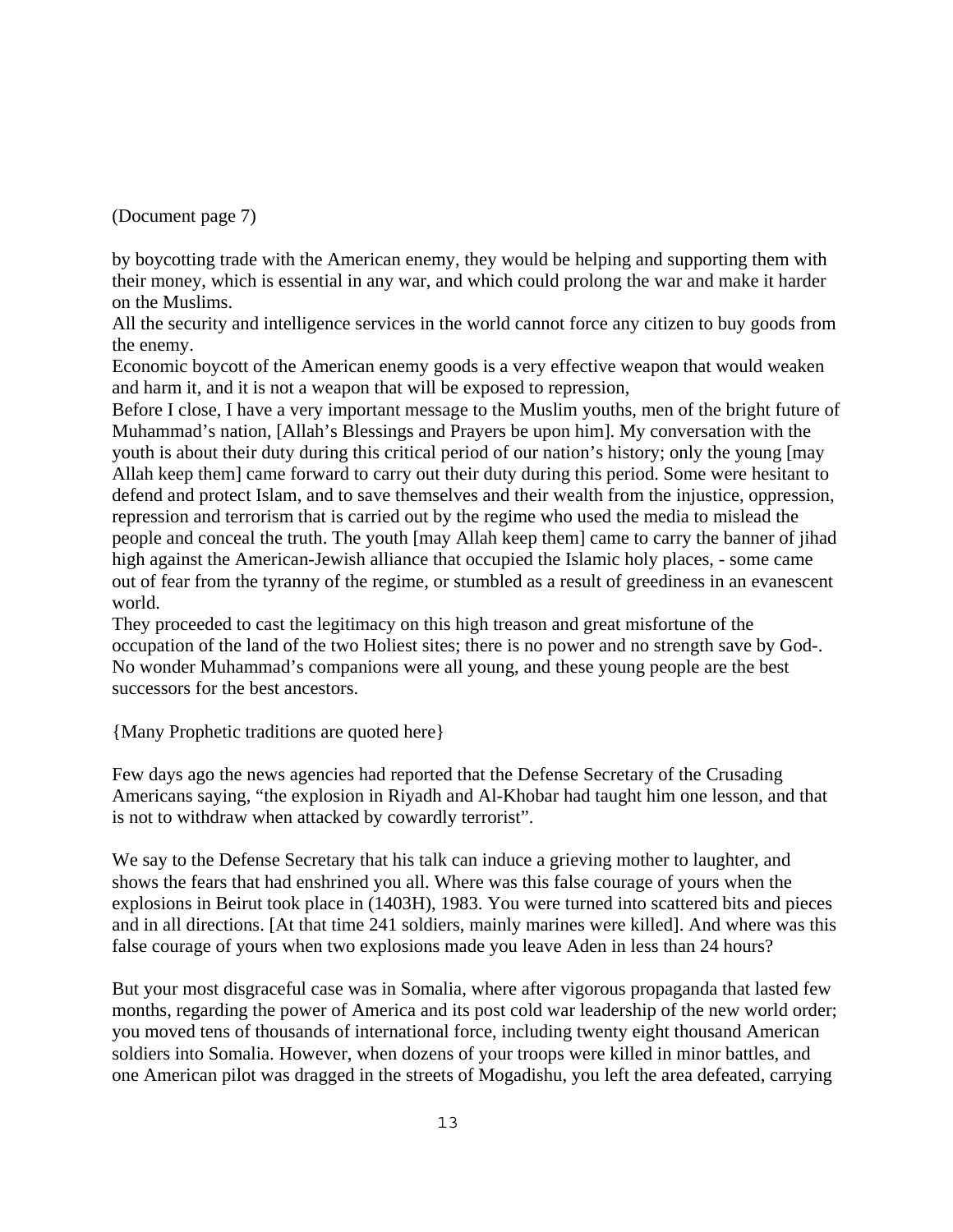(Document page 7)

by boycotting trade with the American enemy, they would be helping and supporting them with their money, which is essential in any war, and which could prolong the war and make it harder on the Muslims.

All the security and intelligence services in the world cannot force any citizen to buy goods from the enemy.

Economic boycott of the American enemy goods is a very effective weapon that would weaken and harm it, and it is not a weapon that will be exposed to repression,

Before I close, I have a very important message to the Muslim youths, men of the bright future of Muhammad's nation, [Allah's Blessings and Prayers be upon him]. My conversation with the youth is about their duty during this critical period of our nation's history; only the young [may Allah keep them] came forward to carry out their duty during this period. Some were hesitant to defend and protect Islam, and to save themselves and their wealth from the injustice, oppression, repression and terrorism that is carried out by the regime who used the media to mislead the people and conceal the truth. The youth [may Allah keep them] came to carry the banner of jihad high against the American-Jewish alliance that occupied the Islamic holy places, - some came out of fear from the tyranny of the regime, or stumbled as a result of greediness in an evanescent world.

They proceeded to cast the legitimacy on this high treason and great misfortune of the occupation of the land of the two Holiest sites; there is no power and no strength save by God-. No wonder Muhammad's companions were all young, and these young people are the best successors for the best ancestors.

{Many Prophetic traditions are quoted here}

Few days ago the news agencies had reported that the Defense Secretary of the Crusading Americans saying, "the explosion in Riyadh and Al-Khobar had taught him one lesson, and that is not to withdraw when attacked by cowardly terrorist".

We say to the Defense Secretary that his talk can induce a grieving mother to laughter, and shows the fears that had enshrined you all. Where was this false courage of yours when the explosions in Beirut took place in (1403H), 1983. You were turned into scattered bits and pieces and in all directions. [At that time 241 soldiers, mainly marines were killed]. And where was this false courage of yours when two explosions made you leave Aden in less than 24 hours?

But your most disgraceful case was in Somalia, where after vigorous propaganda that lasted few months, regarding the power of America and its post cold war leadership of the new world order; you moved tens of thousands of international force, including twenty eight thousand American soldiers into Somalia. However, when dozens of your troops were killed in minor battles, and one American pilot was dragged in the streets of Mogadishu, you left the area defeated, carrying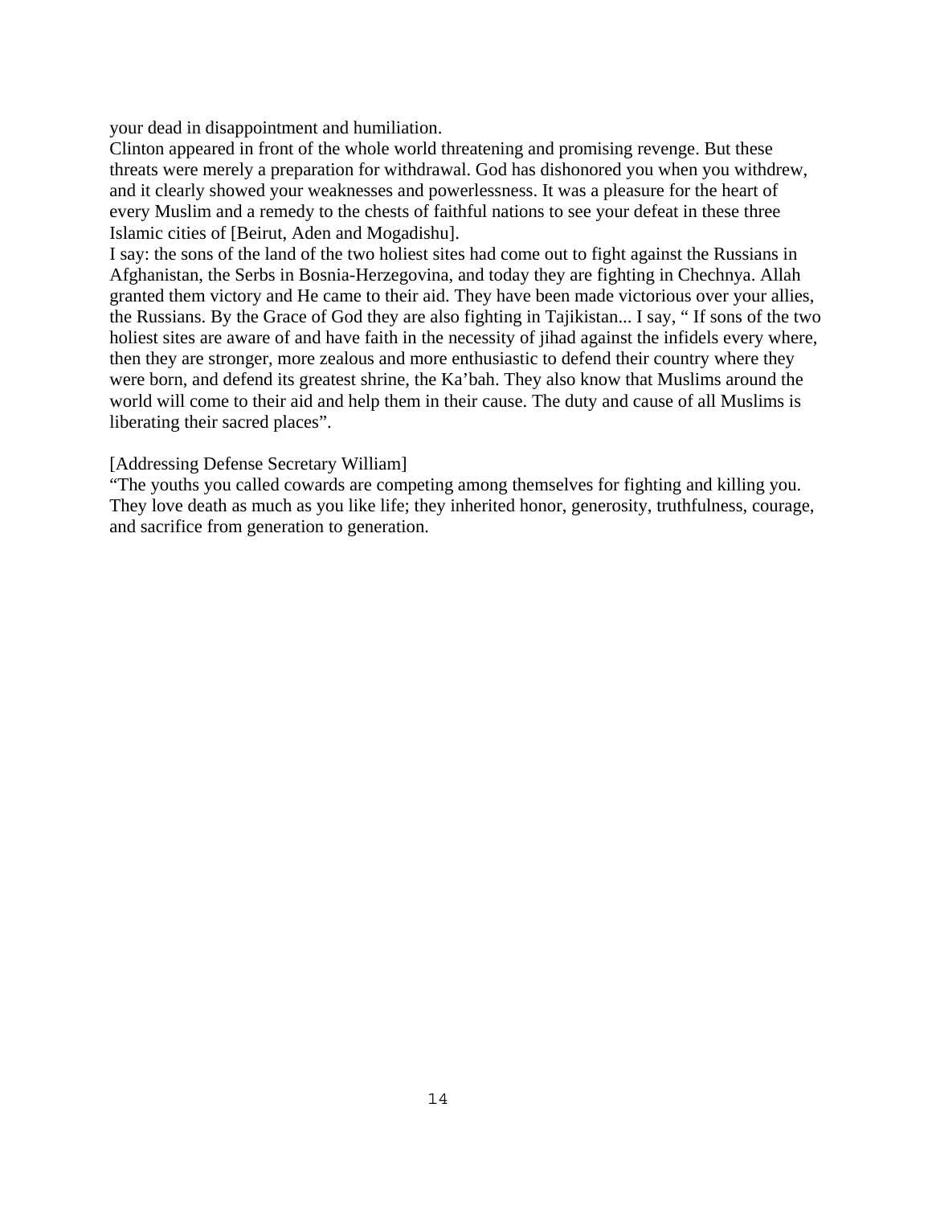your dead in disappointment and humiliation.

Clinton appeared in front of the whole world threatening and promising revenge. But these threats were merely a preparation for withdrawal. God has dishonored you when you withdrew, and it clearly showed your weaknesses and powerlessness. It was a pleasure for the heart of every Muslim and a remedy to the chests of faithful nations to see your defeat in these three Islamic cities of [Beirut, Aden and Mogadishu].

I say: the sons of the land of the two holiest sites had come out to fight against the Russians in Afghanistan, the Serbs in Bosnia-Herzegovina, and today they are fighting in Chechnya. Allah granted them victory and He came to their aid. They have been made victorious over your allies, the Russians. By the Grace of God they are also fighting in Tajikistan... I say, " If sons of the two holiest sites are aware of and have faith in the necessity of jihad against the infidels every where, then they are stronger, more zealous and more enthusiastic to defend their country where they were born, and defend its greatest shrine, the Ka'bah. They also know that Muslims around the world will come to their aid and help them in their cause. The duty and cause of all Muslims is liberating their sacred places".

[Addressing Defense Secretary William]

"The youths you called cowards are competing among themselves for fighting and killing you. They love death as much as you like life; they inherited honor, generosity, truthfulness, courage, and sacrifice from generation to generation.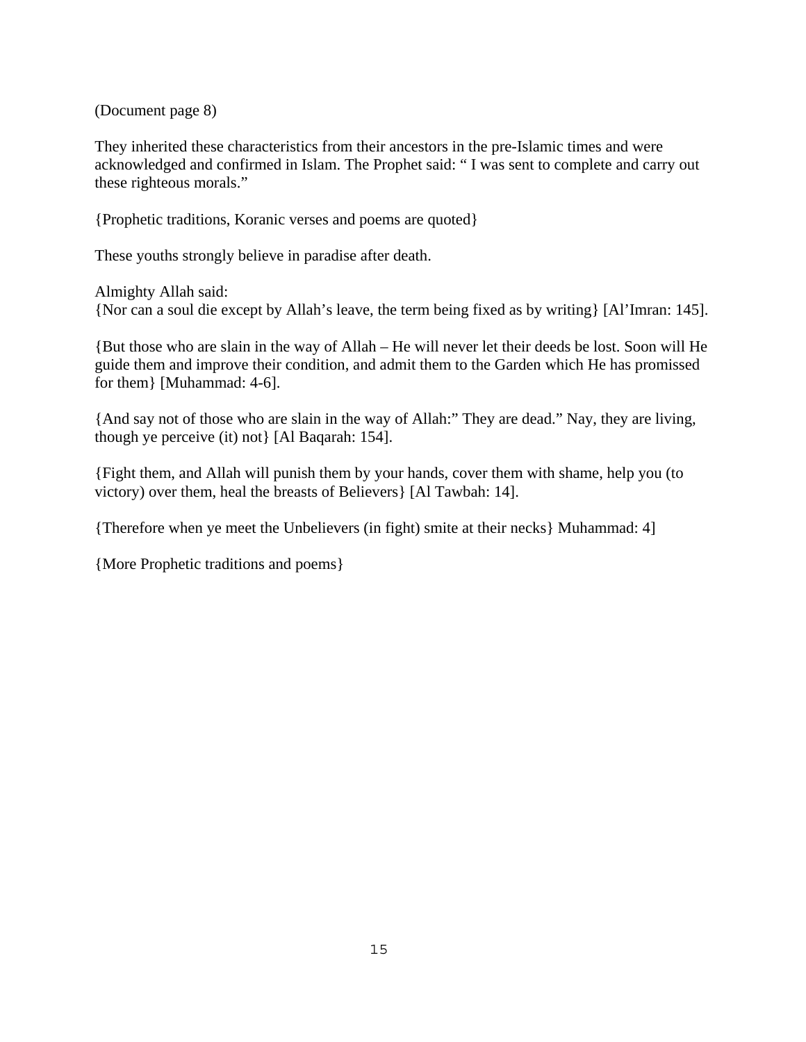(Document page 8)

They inherited these characteristics from their ancestors in the pre-Islamic times and were acknowledged and confirmed in Islam. The Prophet said: " I was sent to complete and carry out these righteous morals."

{Prophetic traditions, Koranic verses and poems are quoted}

These youths strongly believe in paradise after death.

Almighty Allah said:
{Nor can a soul die except by Allah's leave, the term being fixed as by writing} [Al'Imran: 145].

{But those who are slain in the way of Allah – He will never let their deeds be lost. Soon will He guide them and improve their condition, and admit them to the Garden which He has promissed for them} [Muhammad: 4-6].

{And say not of those who are slain in the way of Allah:" They are dead." Nay, they are living, though ye perceive (it) not} [Al Baqarah: 154].

{Fight them, and Allah will punish them by your hands, cover them with shame, help you (to victory) over them, heal the breasts of Believers} [Al Tawbah: 14].

{Therefore when ye meet the Unbelievers (in fight) smite at their necks} Muhammad: 4]

{More Prophetic traditions and poems}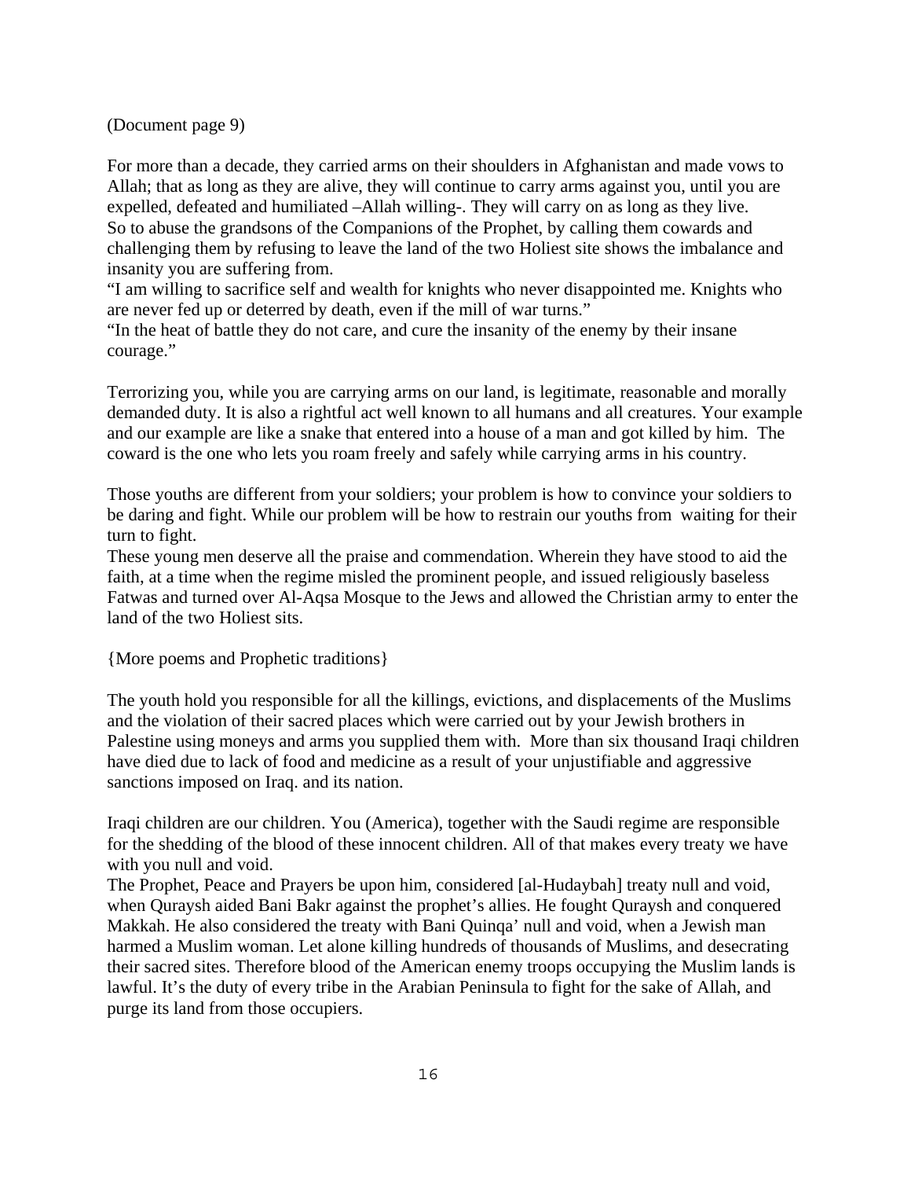(Document page 9)

For more than a decade, they carried arms on their shoulders in Afghanistan and made vows to Allah; that as long as they are alive, they will continue to carry arms against you, until you are expelled, defeated and humiliated –Allah willing-. They will carry on as long as they live.
So to abuse the grandsons of the Companions of the Prophet, by calling them cowards and challenging them by refusing to leave the land of the two Holiest site shows the imbalance and insanity you are suffering from.
"I am willing to sacrifice self and wealth for knights who never disappointed me. Knights who are never fed up or deterred by death, even if the mill of war turns."
"In the heat of battle they do not care, and cure the insanity of the enemy by their insane courage."

Terrorizing you, while you are carrying arms on our land, is legitimate, reasonable and morally demanded duty. It is also a rightful act well known to all humans and all creatures. Your example and our example are like a snake that entered into a house of a man and got killed by him. The coward is the one who lets you roam freely and safely while carrying arms in his country.

Those youths are different from your soldiers; your problem is how to convince your soldiers to be daring and fight. While our problem will be how to restrain our youths from waiting for their turn to fight.
These young men deserve all the praise and commendation. Wherein they have stood to aid the faith, at a time when the regime misled the prominent people, and issued religiously baseless Fatwas and turned over Al-Aqsa Mosque to the Jews and allowed the Christian army to enter the land of the two Holiest sits.

{More poems and Prophetic traditions}

The youth hold you responsible for all the killings, evictions, and displacements of the Muslims and the violation of their sacred places which were carried out by your Jewish brothers in Palestine using moneys and arms you supplied them with. More than six thousand Iraqi children have died due to lack of food and medicine as a result of your unjustifiable and aggressive sanctions imposed on Iraq. and its nation.

Iraqi children are our children. You (America), together with the Saudi regime are responsible for the shedding of the blood of these innocent children. All of that makes every treaty we have with you null and void.
The Prophet, Peace and Prayers be upon him, considered [al-Hudaybah] treaty null and void, when Quraysh aided Bani Bakr against the prophet's allies. He fought Quraysh and conquered Makkah. He also considered the treaty with Bani Quinqa' null and void, when a Jewish man harmed a Muslim woman. Let alone killing hundreds of thousands of Muslims, and desecrating their sacred sites. Therefore blood of the American enemy troops occupying the Muslim lands is lawful. It's the duty of every tribe in the Arabian Peninsula to fight for the sake of Allah, and purge its land from those occupiers.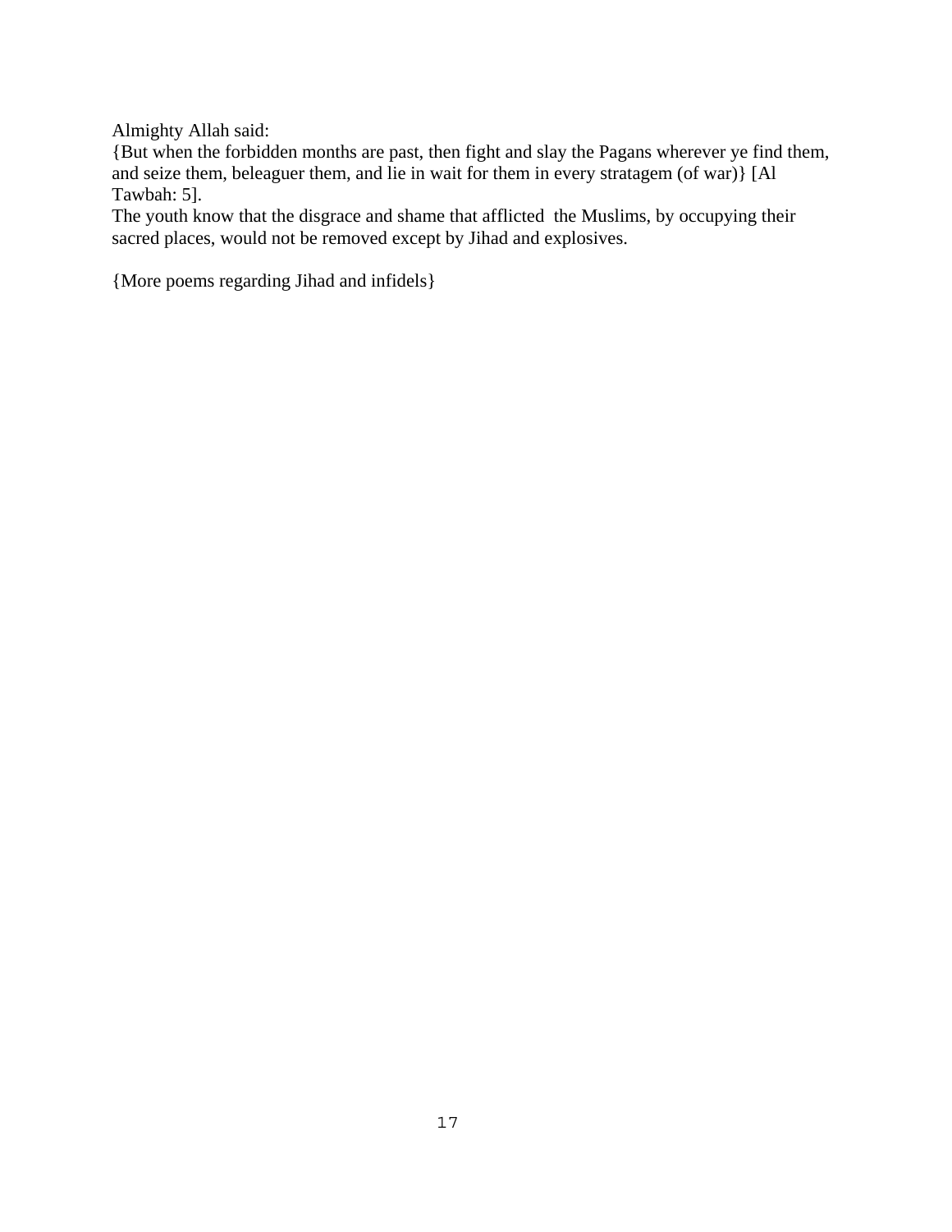Almighty Allah said:
{But when the forbidden months are past, then fight and slay the Pagans wherever ye find them, and seize them, beleaguer them, and lie in wait for them in every stratagem (of war)} [Al Tawbah: 5].
The youth know that the disgrace and shame that afflicted the Muslims, by occupying their sacred places, would not be removed except by Jihad and explosives.

{More poems regarding Jihad and infidels}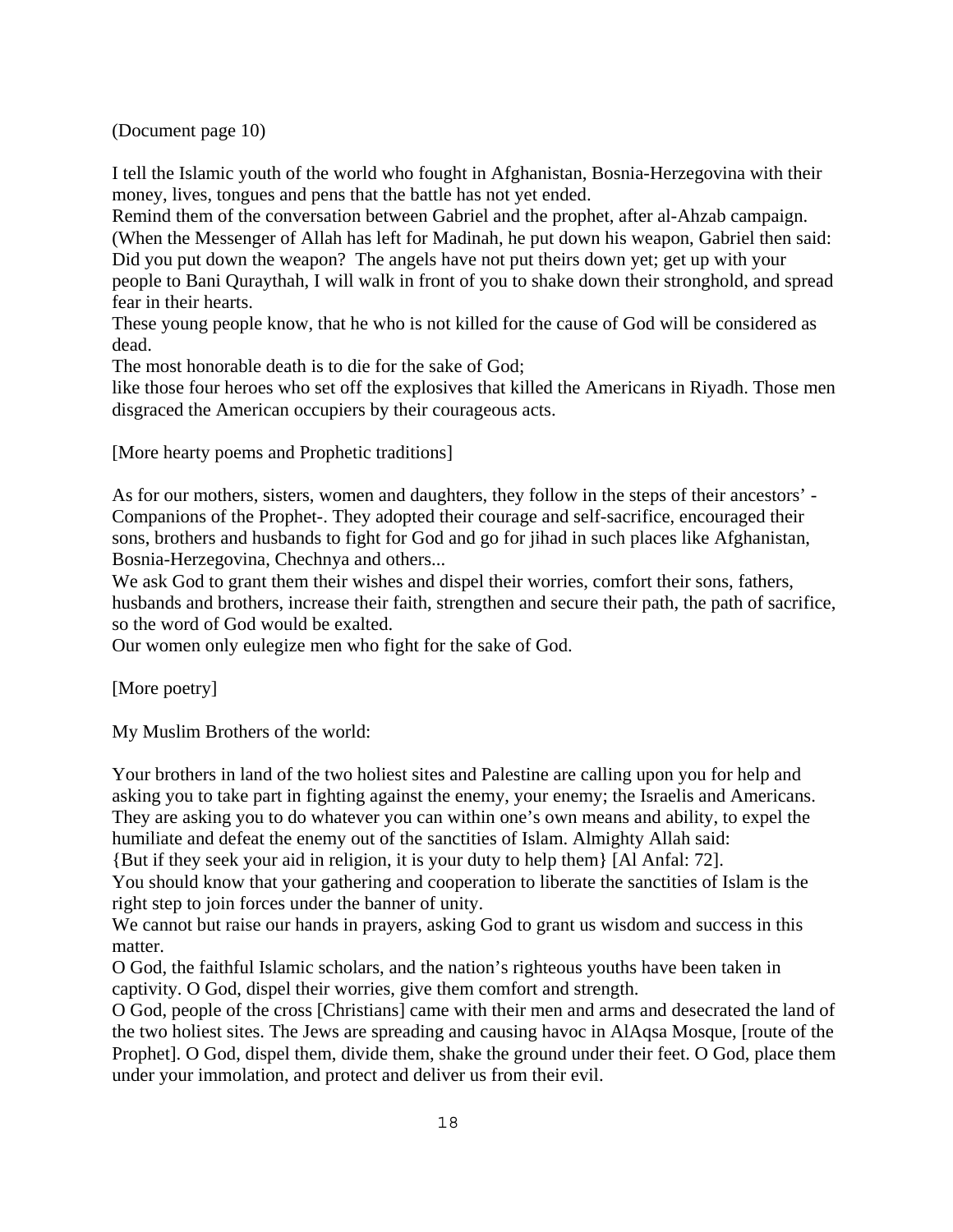(Document page 10)

I tell the Islamic youth of the world who fought in Afghanistan, Bosnia-Herzegovina with their money, lives, tongues and pens that the battle has not yet ended.
Remind them of the conversation between Gabriel and the prophet, after al-Ahzab campaign. (When the Messenger of Allah has left for Madinah, he put down his weapon, Gabriel then said: Did you put down the weapon? The angels have not put theirs down yet; get up with your people to Bani Quraythah, I will walk in front of you to shake down their stronghold, and spread fear in their hearts.
These young people know, that he who is not killed for the cause of God will be considered as dead.
The most honorable death is to die for the sake of God;
like those four heroes who set off the explosives that killed the Americans in Riyadh. Those men disgraced the American occupiers by their courageous acts.

[More hearty poems and Prophetic traditions]

As for our mothers, sisters, women and daughters, they follow in the steps of their ancestors' -Companions of the Prophet-. They adopted their courage and self-sacrifice, encouraged their sons, brothers and husbands to fight for God and go for jihad in such places like Afghanistan, Bosnia-Herzegovina, Chechnya and others...
We ask God to grant them their wishes and dispel their worries, comfort their sons, fathers, husbands and brothers, increase their faith, strengthen and secure their path, the path of sacrifice, so the word of God would be exalted.
Our women only eulegize men who fight for the sake of God.

[More poetry]

My Muslim Brothers of the world:

Your brothers in land of the two holiest sites and Palestine are calling upon you for help and asking you to take part in fighting against the enemy, your enemy; the Israelis and Americans. They are asking you to do whatever you can within one's own means and ability, to expel the humiliate and defeat the enemy out of the sanctities of Islam. Almighty Allah said:
{But if they seek your aid in religion, it is your duty to help them} [Al Anfal: 72].
You should know that your gathering and cooperation to liberate the sanctities of Islam is the right step to join forces under the banner of unity.
We cannot but raise our hands in prayers, asking God to grant us wisdom and success in this matter.
O God, the faithful Islamic scholars, and the nation's righteous youths have been taken in captivity. O God, dispel their worries, give them comfort and strength.
O God, people of the cross [Christians] came with their men and arms and desecrated the land of the two holiest sites. The Jews are spreading and causing havoc in AlAqsa Mosque, [route of the Prophet]. O God, dispel them, divide them, shake the ground under their feet. O God, place them under your immolation, and protect and deliver us from their evil.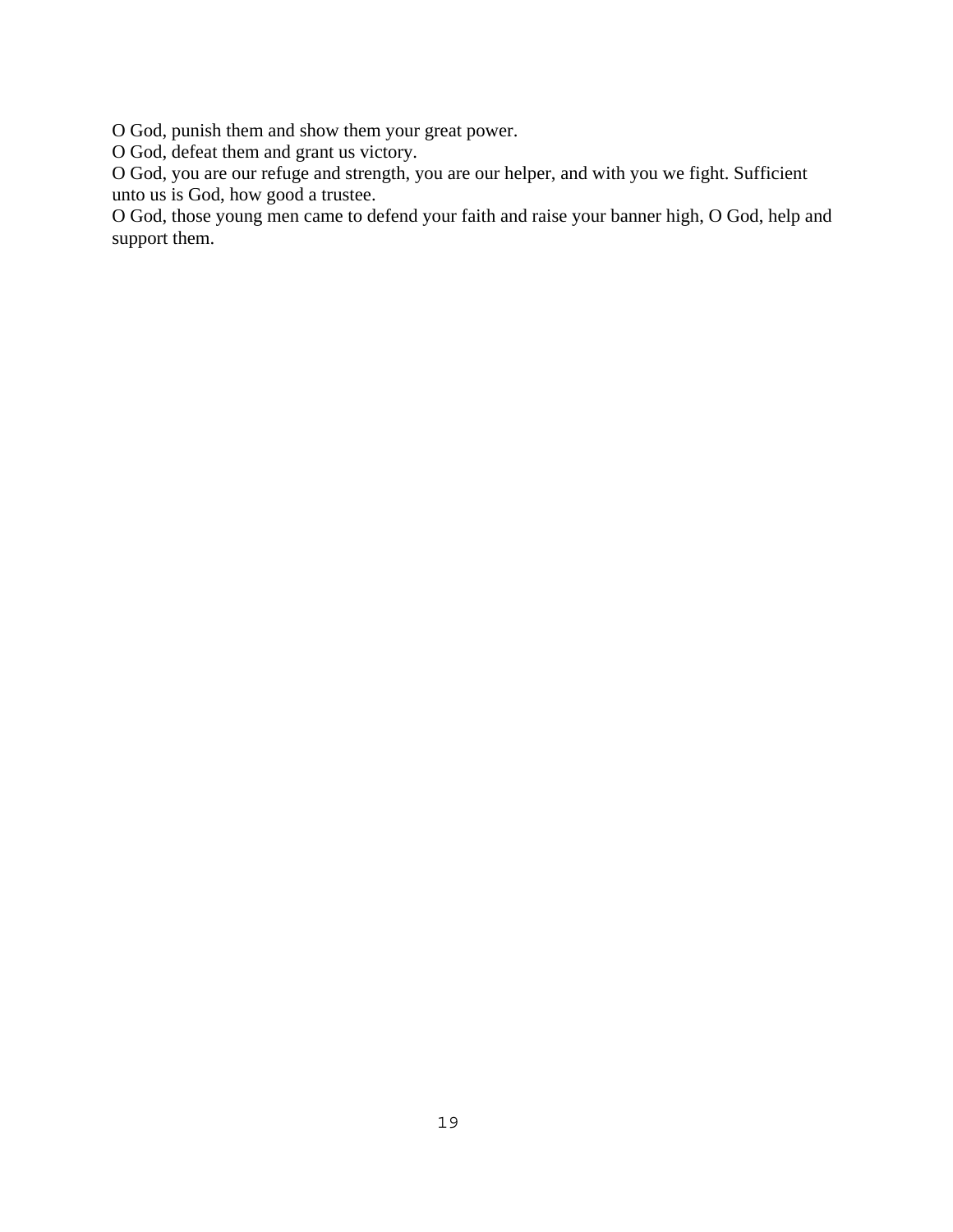O God, punish them and show them your great power.
O God, defeat them and grant us victory.
O God, you are our refuge and strength, you are our helper, and with you we fight. Sufficient unto us is God, how good a trustee.
O God, those young men came to defend your faith and raise your banner high, O God, help and support them.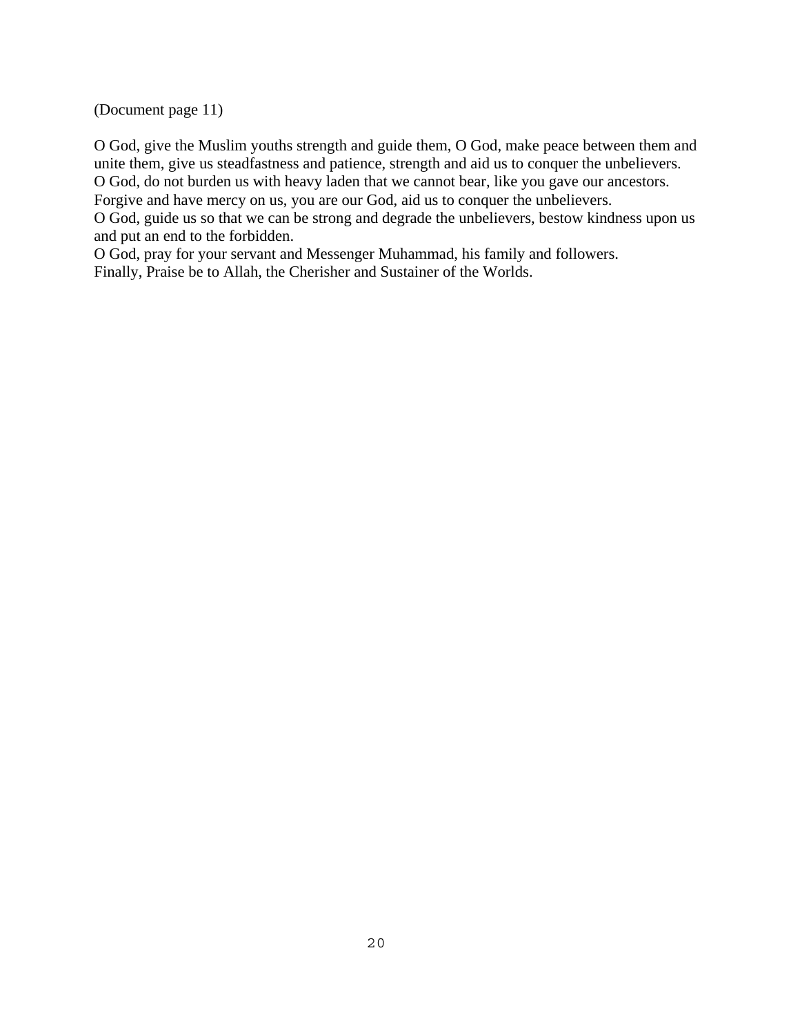(Document page 11)

O God, give the Muslim youths strength and guide them, O God, make peace between them and unite them, give us steadfastness and patience, strength and aid us to conquer the unbelievers.
O God, do not burden us with heavy laden that we cannot bear, like you gave our ancestors.
Forgive and have mercy on us, you are our God, aid us to conquer the unbelievers.
O God, guide us so that we can be strong and degrade the unbelievers, bestow kindness upon us and put an end to the forbidden.
O God, pray for your servant and Messenger Muhammad, his family and followers.
Finally, Praise be to Allah, the Cherisher and Sustainer of the Worlds.